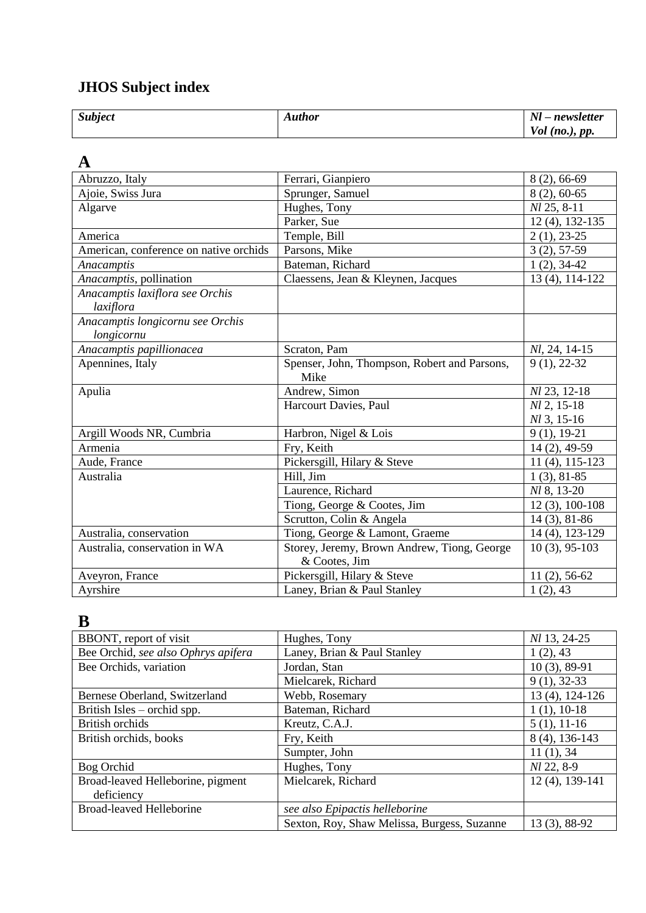# JHOS Subject index

| *Subject* | *Author* | *Nl – newsletter Vol (no.), pp.* |
|---|---|---|

## A

| | | |
|---|---|---|
| Abruzzo, Italy | Ferrari, Gianpiero | 8 (2), 66-69 |
| Ajoie, Swiss Jura | Sprunger, Samuel | 8 (2), 60-65 |
| Algarve | Hughes, Tony | *Nl* 25, 8-11 |
| | Parker, Sue | 12 (4), 132-135 |
| America | Temple, Bill | 2 (1), 23-25 |
| American, conference on native orchids | Parsons, Mike | 3 (2), 57-59 |
| *Anacamptis* | Bateman, Richard | 1 (2), 34-42 |
| *Anacamptis*, pollination | Claessens, Jean & Kleynen, Jacques | 13 (4), 114-122 |
| *Anacamptis laxiflora see Orchis laxiflora* | | |
| *Anacamptis longicornu see Orchis longicornu* | | |
| *Anacamptis papillionacea* | Scraton, Pam | *Nl*, 24, 14-15 |
| Apennines, Italy | Spenser, John, Thompson, Robert and Parsons, Mike | 9 (1), 22-32 |
| Apulia | Andrew, Simon | *Nl* 23, 12-18 |
| | Harcourt Davies, Paul | *Nl* 2, 15-18<br>*Nl* 3, 15-16 |
| Argill Woods NR, Cumbria | Harbron, Nigel & Lois | 9 (1), 19-21 |
| Armenia | Fry, Keith | 14 (2), 49-59 |
| Aude, France | Pickersgill, Hilary & Steve | 11 (4), 115-123 |
| Australia | Hill, Jim | 1 (3), 81-85 |
| | Laurence, Richard | *Nl* 8, 13-20 |
| | Tiong, George & Cootes, Jim | 12 (3), 100-108 |
| | Scrutton, Colin & Angela | 14 (3), 81-86 |
| Australia, conservation | Tiong, George & Lamont, Graeme | 14 (4), 123-129 |
| Australia, conservation in WA | Storey, Jeremy, Brown Andrew, Tiong, George & Cootes, Jim | 10 (3), 95-103 |
| Aveyron, France | Pickersgill, Hilary & Steve | 11 (2), 56-62 |
| Ayrshire | Laney, Brian & Paul Stanley | 1 (2), 43 |

## B

| | | |
|---|---|---|
| BBONT, report of visit | Hughes, Tony | *Nl* 13, 24-25 |
| Bee Orchid, *see also Ophrys apifera* | Laney, Brian & Paul Stanley | 1 (2), 43 |
| Bee Orchids, variation | Jordan, Stan | 10 (3), 89-91 |
| | Mielcarek, Richard | 9 (1), 32-33 |
| Bernese Oberland, Switzerland | Webb, Rosemary | 13 (4), 124-126 |
| British Isles – orchid spp. | Bateman, Richard | 1 (1), 10-18 |
| British orchids | Kreutz, C.A.J. | 5 (1), 11-16 |
| British orchids, books | Fry, Keith | 8 (4), 136-143 |
| | Sumpter, John | 11 (1), 34 |
| Bog Orchid | Hughes, Tony | *Nl* 22, 8-9 |
| Broad-leaved Helleborine, pigment deficiency | Mielcarek, Richard | 12 (4), 139-141 |
| Broad-leaved Helleborine | *see also Epipactis helleborine* | |
| | Sexton, Roy, Shaw Melissa, Burgess, Suzanne | 13 (3), 88-92 |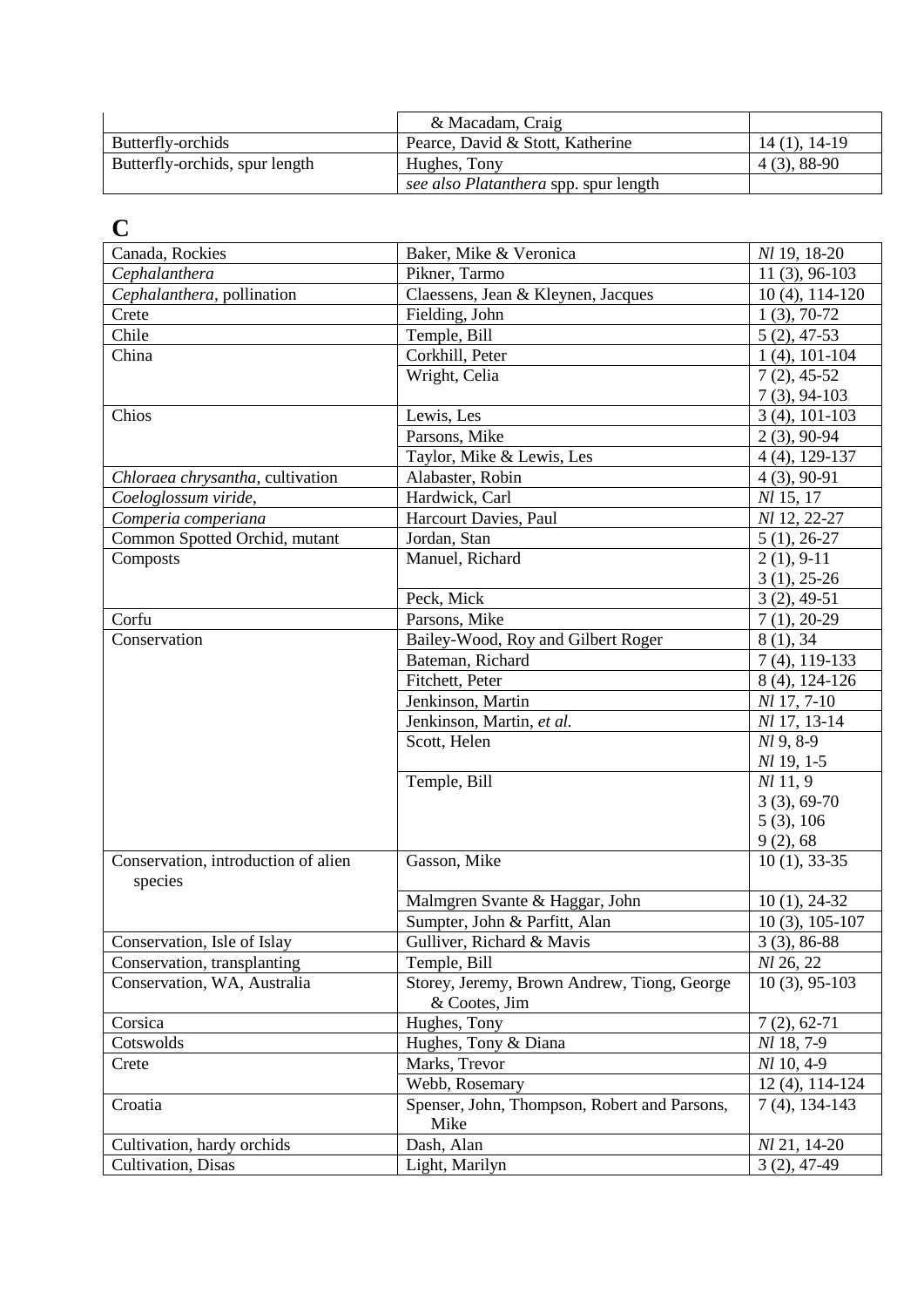| | | |
|---|---|---|
| | & Macadam, Craig | |
| Butterfly-orchids | Pearce, David & Stott, Katherine | 14 (1), 14-19 |
| Butterfly-orchids, spur length | Hughes, Tony | 4 (3), 88-90 |
| | *see also Platanthera* spp. spur length | |

## C

| | | |
|---|---|---|
| Canada, Rockies | Baker, Mike & Veronica | *Nl* 19, 18-20 |
| *Cephalanthera* | Pikner, Tarmo | 11 (3), 96-103 |
| *Cephalanthera*, pollination | Claessens, Jean & Kleynen, Jacques | 10 (4), 114-120 |
| Crete | Fielding, John | 1 (3), 70-72 |
| Chile | Temple, Bill | 5 (2), 47-53 |
| China | Corkhill, Peter | 1 (4), 101-104 |
| | Wright, Celia | 7 (2), 45-52<br>7 (3), 94-103 |
| Chios | Lewis, Les | 3 (4), 101-103 |
| | Parsons, Mike | 2 (3), 90-94 |
| | Taylor, Mike & Lewis, Les | 4 (4), 129-137 |
| *Chloraea chrysantha*, cultivation | Alabaster, Robin | 4 (3), 90-91 |
| *Coeloglossum viride*, | Hardwick, Carl | *Nl* 15, 17 |
| *Comperia comperiana* | Harcourt Davies, Paul | *Nl* 12, 22-27 |
| Common Spotted Orchid, mutant | Jordan, Stan | 5 (1), 26-27 |
| Composts | Manuel, Richard | 2 (1), 9-11<br>3 (1), 25-26 |
| | Peck, Mick | 3 (2), 49-51 |
| Corfu | Parsons, Mike | 7 (1), 20-29 |
| Conservation | Bailey-Wood, Roy and Gilbert Roger | 8 (1), 34 |
| | Bateman, Richard | 7 (4), 119-133 |
| | Fitchett, Peter | 8 (4), 124-126 |
| | Jenkinson, Martin | *Nl* 17, 7-10 |
| | Jenkinson, Martin, *et al.* | *Nl* 17, 13-14 |
| | Scott, Helen | *Nl* 9, 8-9<br>*Nl* 19, 1-5 |
| | Temple, Bill | *Nl* 11, 9<br>3 (3), 69-70<br>5 (3), 106<br>9 (2), 68 |
| Conservation, introduction of alien species | Gasson, Mike | 10 (1), 33-35 |
| | Malmgren Svante & Haggar, John | 10 (1), 24-32 |
| | Sumpter, John & Parfitt, Alan | 10 (3), 105-107 |
| Conservation, Isle of Islay | Gulliver, Richard & Mavis | 3 (3), 86-88 |
| Conservation, transplanting | Temple, Bill | *Nl* 26, 22 |
| Conservation, WA, Australia | Storey, Jeremy, Brown Andrew, Tiong, George & Cootes, Jim | 10 (3), 95-103 |
| Corsica | Hughes, Tony | 7 (2), 62-71 |
| Cotswolds | Hughes, Tony & Diana | *Nl* 18, 7-9 |
| Crete | Marks, Trevor | *Nl* 10, 4-9 |
| | Webb, Rosemary | 12 (4), 114-124 |
| Croatia | Spenser, John, Thompson, Robert and Parsons, Mike | 7 (4), 134-143 |
| Cultivation, hardy orchids | Dash, Alan | *Nl* 21, 14-20 |
| Cultivation, Disas | Light, Marilyn | 3 (2), 47-49 |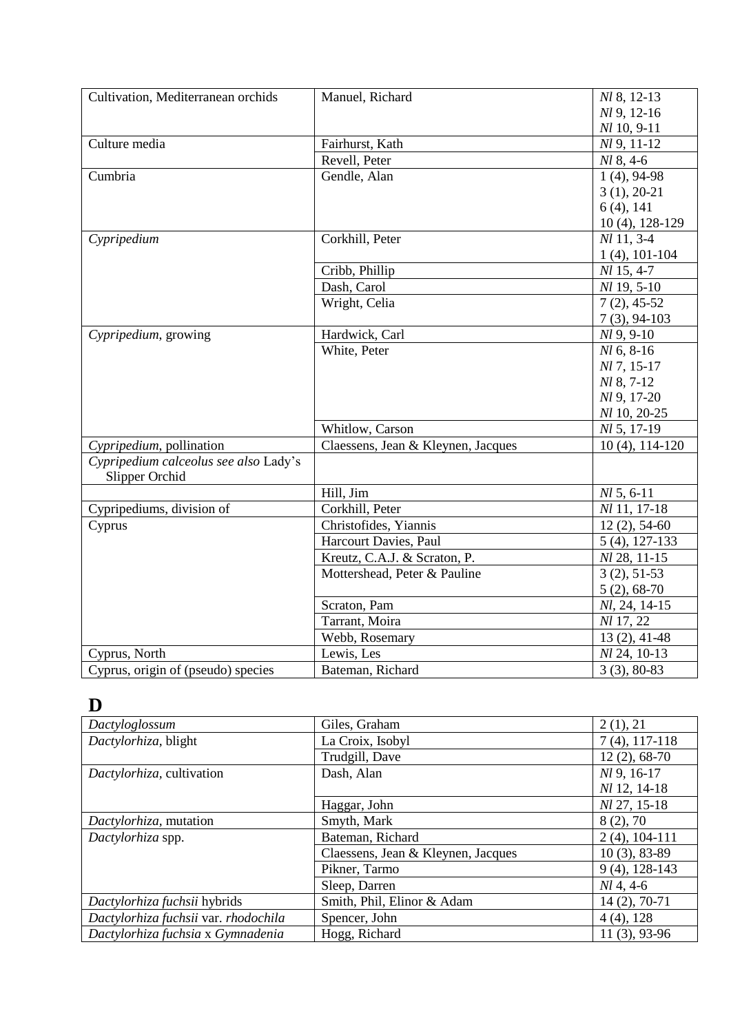| | | |
|---|---|---|
| Cultivation, Mediterranean orchids | Manuel, Richard | *Nl* 8, 12-13<br>*Nl* 9, 12-16<br>*Nl* 10, 9-11 |
| Culture media | Fairhurst, Kath | *Nl* 9, 11-12 |
| | Revell, Peter | *Nl* 8, 4-6 |
| Cumbria | Gendle, Alan | 1 (4), 94-98<br>3 (1), 20-21<br>6 (4), 141<br>10 (4), 128-129 |
| *Cypripedium* | Corkhill, Peter | *Nl* 11, 3-4<br>1 (4), 101-104 |
| | Cribb, Phillip | *Nl* 15, 4-7 |
| | Dash, Carol | *Nl* 19, 5-10 |
| | Wright, Celia | 7 (2), 45-52<br>7 (3), 94-103 |
| *Cypripedium*, growing | Hardwick, Carl | *Nl* 9, 9-10 |
| | White, Peter | *Nl* 6, 8-16<br>*Nl* 7, 15-17<br>*Nl* 8, 7-12<br>*Nl* 9, 17-20<br>*Nl* 10, 20-25 |
| | Whitlow, Carson | *Nl* 5, 17-19 |
| *Cypripedium*, pollination | Claessens, Jean & Kleynen, Jacques | 10 (4), 114-120 |
| *Cypripedium calceolus see also* Lady's Slipper Orchid | | |
| | Hill, Jim | *Nl* 5, 6-11 |
| Cypripediums, division of | Corkhill, Peter | *Nl* 11, 17-18 |
| Cyprus | Christofides, Yiannis | 12 (2), 54-60 |
| | Harcourt Davies, Paul | 5 (4), 127-133 |
| | Kreutz, C.A.J. & Scraton, P. | *Nl* 28, 11-15 |
| | Mottershead, Peter & Pauline | 3 (2), 51-53<br>5 (2), 68-70 |
| | Scraton, Pam | *Nl*, 24, 14-15 |
| | Tarrant, Moira | *Nl* 17, 22 |
| | Webb, Rosemary | 13 (2), 41-48 |
| Cyprus, North | Lewis, Les | *Nl* 24, 10-13 |
| Cyprus, origin of (pseudo) species | Bateman, Richard | 3 (3), 80-83 |

# D

| | | |
|---|---|---|
| *Dactyloglossum* | Giles, Graham | 2 (1), 21 |
| *Dactylorhiza*, blight | La Croix, Isobyl | 7 (4), 117-118 |
| | Trudgill, Dave | 12 (2), 68-70 |
| *Dactylorhiza*, cultivation | Dash, Alan | *Nl* 9, 16-17<br>*Nl* 12, 14-18 |
| | Haggar, John | *Nl* 27, 15-18 |
| *Dactylorhiza*, mutation | Smyth, Mark | 8 (2), 70 |
| *Dactylorhiza* spp. | Bateman, Richard | 2 (4), 104-111 |
| | Claessens, Jean & Kleynen, Jacques | 10 (3), 83-89 |
| | Pikner, Tarmo | 9 (4), 128-143 |
| | Sleep, Darren | *Nl* 4, 4-6 |
| *Dactylorhiza fuchsii* hybrids | Smith, Phil, Elinor & Adam | 14 (2), 70-71 |
| *Dactylorhiza fuchsii* var. *rhodochila* | Spencer, John | 4 (4), 128 |
| *Dactylorhiza fuchsia* x *Gymnadenia* | Hogg, Richard | 11 (3), 93-96 |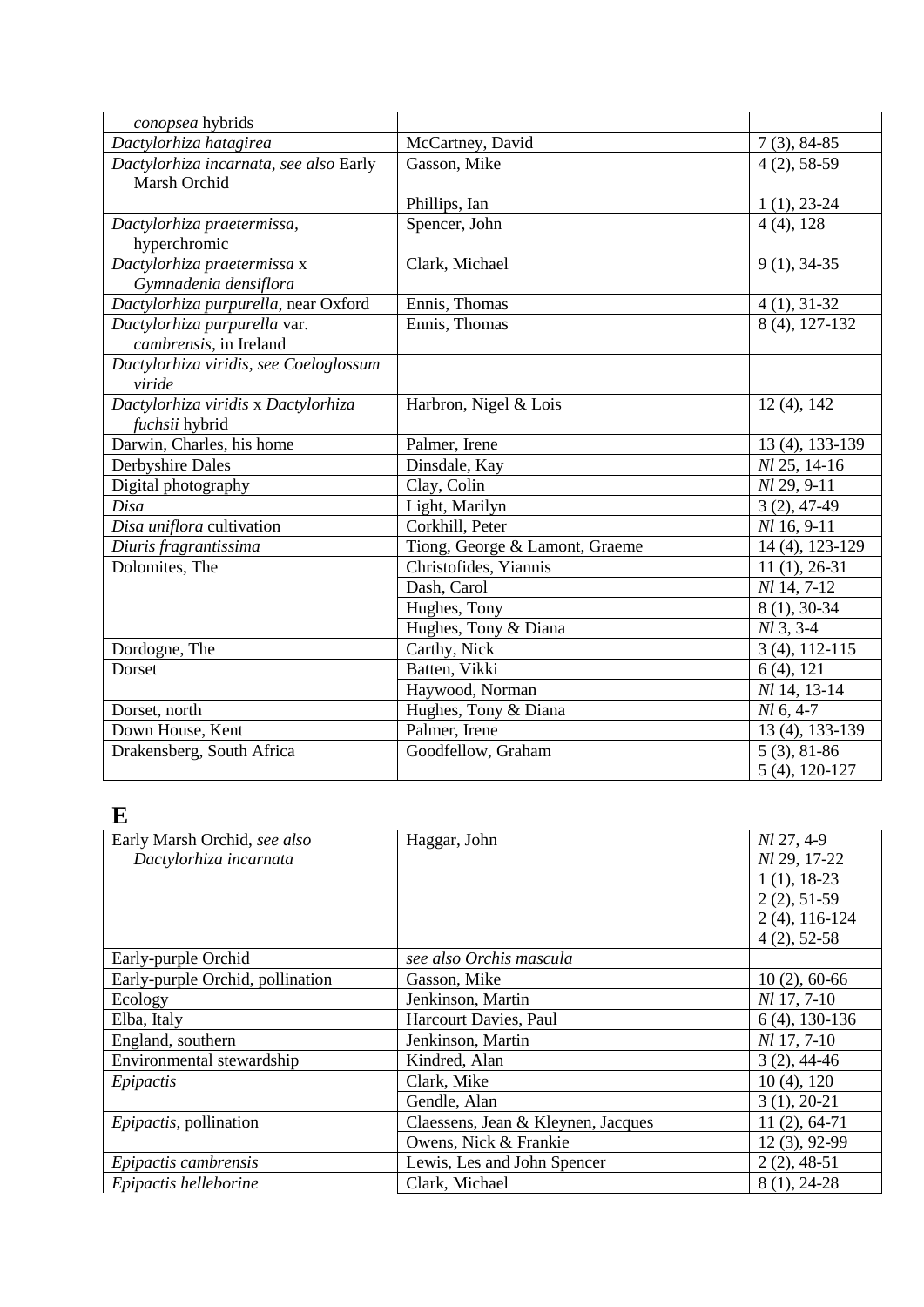| | | |
|---|---|---|
| *conopsea* hybrids | | |
| *Dactylorhiza hatagirea* | McCartney, David | 7 (3), 84-85 |
| *Dactylorhiza incarnata, see also* Early Marsh Orchid | Gasson, Mike | 4 (2), 58-59 |
| | Phillips, Ian | 1 (1), 23-24 |
| *Dactylorhiza praetermissa*, hyperchromic | Spencer, John | 4 (4), 128 |
| *Dactylorhiza praetermissa* x *Gymnadenia densiflora* | Clark, Michael | 9 (1), 34-35 |
| *Dactylorhiza purpurella*, near Oxford | Ennis, Thomas | 4 (1), 31-32 |
| *Dactylorhiza purpurella* var. *cambrensis*, in Ireland | Ennis, Thomas | 8 (4), 127-132 |
| *Dactylorhiza viridis, see Coeloglossum viride* | | |
| *Dactylorhiza viridis* x *Dactylorhiza fuchsii* hybrid | Harbron, Nigel & Lois | 12 (4), 142 |
| Darwin, Charles, his home | Palmer, Irene | 13 (4), 133-139 |
| Derbyshire Dales | Dinsdale, Kay | *Nl* 25, 14-16 |
| Digital photography | Clay, Colin | *Nl* 29, 9-11 |
| *Disa* | Light, Marilyn | 3 (2), 47-49 |
| *Disa uniflora* cultivation | Corkhill, Peter | *Nl* 16, 9-11 |
| *Diuris fragrantissima* | Tiong, George & Lamont, Graeme | 14 (4), 123-129 |
| Dolomites, The | Christofides, Yiannis | 11 (1), 26-31 |
| | Dash, Carol | *Nl* 14, 7-12 |
| | Hughes, Tony | 8 (1), 30-34 |
| | Hughes, Tony & Diana | *Nl* 3, 3-4 |
| Dordogne, The | Carthy, Nick | 3 (4), 112-115 |
| Dorset | Batten, Vikki | 6 (4), 121 |
| | Haywood, Norman | *Nl* 14, 13-14 |
| Dorset, north | Hughes, Tony & Diana | *Nl* 6, 4-7 |
| Down House, Kent | Palmer, Irene | 13 (4), 133-139 |
| Drakensberg, South Africa | Goodfellow, Graham | 5 (3), 81-86<br>5 (4), 120-127 |

# E

| | | |
|---|---|---|
| Early Marsh Orchid, *see also Dactylorhiza incarnata* | Haggar, John | *Nl* 27, 4-9<br>*Nl* 29, 17-22<br>1 (1), 18-23<br>2 (2), 51-59<br>2 (4), 116-124<br>4 (2), 52-58 |
| Early-purple Orchid | *see also Orchis mascula* | |
| Early-purple Orchid, pollination | Gasson, Mike | 10 (2), 60-66 |
| Ecology | Jenkinson, Martin | *Nl* 17, 7-10 |
| Elba, Italy | Harcourt Davies, Paul | 6 (4), 130-136 |
| England, southern | Jenkinson, Martin | *Nl* 17, 7-10 |
| Environmental stewardship | Kindred, Alan | 3 (2), 44-46 |
| *Epipactis* | Clark, Mike | 10 (4), 120 |
| | Gendle, Alan | 3 (1), 20-21 |
| *Epipactis*, pollination | Claessens, Jean & Kleynen, Jacques | 11 (2), 64-71 |
| | Owens, Nick & Frankie | 12 (3), 92-99 |
| *Epipactis cambrensis* | Lewis, Les and John Spencer | 2 (2), 48-51 |
| *Epipactis helleborine* | Clark, Michael | 8 (1), 24-28 |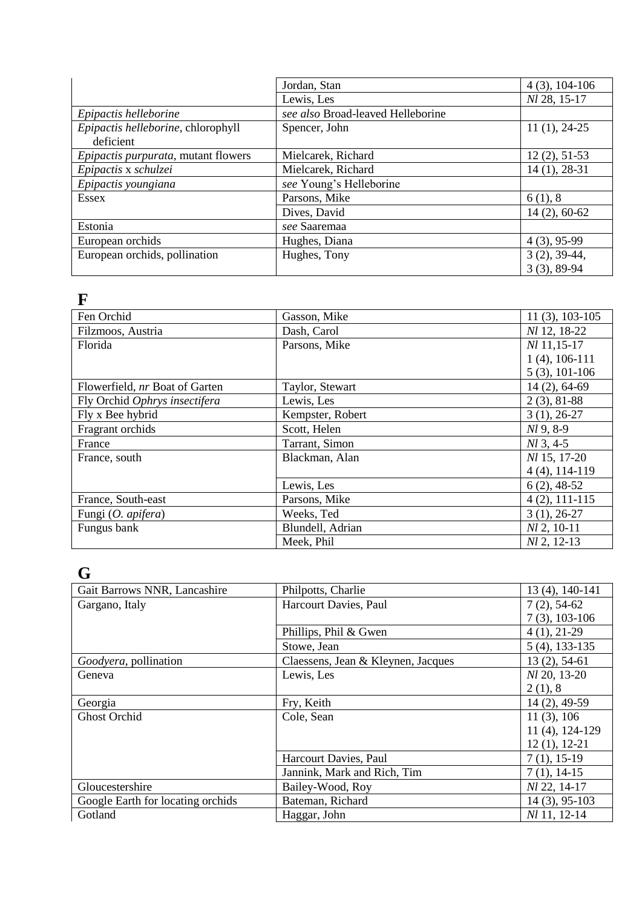| | | |
|---|---|---|
| | Jordan, Stan | 4 (3), 104-106 |
| | Lewis, Les | *Nl* 28, 15-17 |
| *Epipactis helleborine* | *see also* Broad-leaved Helleborine | |
| *Epipactis helleborine*, chlorophyll deficient | Spencer, John | 11 (1), 24-25 |
| *Epipactis purpurata*, mutant flowers | Mielcarek, Richard | 12 (2), 51-53 |
| *Epipactis* x *schulzei* | Mielcarek, Richard | 14 (1), 28-31 |
| *Epipactis youngiana* | *see* Young's Helleborine | |
| Essex | Parsons, Mike | 6 (1), 8 |
| | Dives, David | 14 (2), 60-62 |
| Estonia | *see* Saaremaa | |
| European orchids | Hughes, Diana | 4 (3), 95-99 |
| European orchids, pollination | Hughes, Tony | 3 (2), 39-44, 3 (3), 89-94 |

## F

| | | |
|---|---|---|
| Fen Orchid | Gasson, Mike | 11 (3), 103-105 |
| Filzmoos, Austria | Dash, Carol | *Nl* 12, 18-22 |
| Florida | Parsons, Mike | *Nl* 11,15-17<br>1 (4), 106-111<br>5 (3), 101-106 |
| Flowerfield, *nr* Boat of Garten | Taylor, Stewart | 14 (2), 64-69 |
| Fly Orchid *Ophrys insectifera* | Lewis, Les | 2 (3), 81-88 |
| Fly x Bee hybrid | Kempster, Robert | 3 (1), 26-27 |
| Fragrant orchids | Scott, Helen | *Nl* 9, 8-9 |
| France | Tarrant, Simon | *Nl* 3, 4-5 |
| France, south | Blackman, Alan | *Nl* 15, 17-20<br>4 (4), 114-119 |
| | Lewis, Les | 6 (2), 48-52 |
| France, South-east | Parsons, Mike | 4 (2), 111-115 |
| Fungi (*O. apifera*) | Weeks, Ted | 3 (1), 26-27 |
| Fungus bank | Blundell, Adrian | *Nl* 2, 10-11 |
| | Meek, Phil | *Nl* 2, 12-13 |

## G

| | | |
|---|---|---|
| Gait Barrows NNR, Lancashire | Philpotts, Charlie | 13 (4), 140-141 |
| Gargano, Italy | Harcourt Davies, Paul | 7 (2), 54-62<br>7 (3), 103-106 |
| | Phillips, Phil & Gwen | 4 (1), 21-29 |
| | Stowe, Jean | 5 (4), 133-135 |
| *Goodyera*, pollination | Claessens, Jean & Kleynen, Jacques | 13 (2), 54-61 |
| Geneva | Lewis, Les | *Nl* 20, 13-20<br>2 (1), 8 |
| Georgia | Fry, Keith | 14 (2), 49-59 |
| Ghost Orchid | Cole, Sean | 11 (3), 106<br>11 (4), 124-129<br>12 (1), 12-21 |
| | Harcourt Davies, Paul | 7 (1), 15-19 |
| | Jannink, Mark and Rich, Tim | 7 (1), 14-15 |
| Gloucestershire | Bailey-Wood, Roy | *Nl* 22, 14-17 |
| Google Earth for locating orchids | Bateman, Richard | 14 (3), 95-103 |
| Gotland | Haggar, John | *Nl* 11, 12-14 |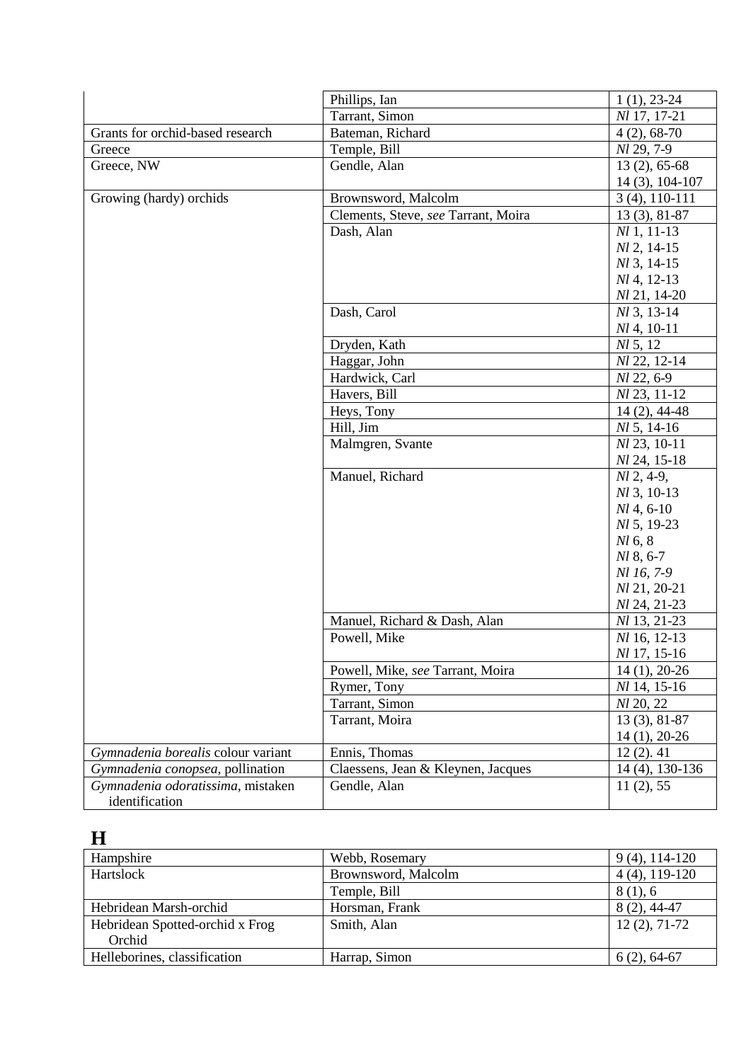| | | |
|---|---|---|
| | Phillips, Ian | 1 (1), 23-24 |
| | Tarrant, Simon | *Nl* 17, 17-21 |
| Grants for orchid-based research | Bateman, Richard | 4 (2), 68-70 |
| Greece | Temple, Bill | *Nl* 29, 7-9 |
| Greece, NW | Gendle, Alan | 13 (2), 65-68<br>14 (3), 104-107 |
| Growing (hardy) orchids | Brownsword, Malcolm | 3 (4), 110-111 |
| | Clements, Steve, *see* Tarrant, Moira | 13 (3), 81-87 |
| | Dash, Alan | *Nl* 1, 11-13<br>*Nl* 2, 14-15<br>*Nl* 3, 14-15<br>*Nl* 4, 12-13<br>*Nl* 21, 14-20 |
| | Dash, Carol | *Nl* 3, 13-14<br>*Nl* 4, 10-11 |
| | Dryden, Kath | *Nl* 5, 12 |
| | Haggar, John | *Nl* 22, 12-14 |
| | Hardwick, Carl | *Nl* 22, 6-9 |
| | Havers, Bill | *Nl* 23, 11-12 |
| | Heys, Tony | 14 (2), 44-48 |
| | Hill, Jim | *Nl* 5, 14-16 |
| | Malmgren, Svante | *Nl* 23, 10-11<br>*Nl* 24, 15-18 |
| | Manuel, Richard | *Nl* 2, 4-9,<br>*Nl* 3, 10-13<br>*Nl* 4, 6-10<br>*Nl* 5, 19-23<br>*Nl* 6, 8<br>*Nl* 8, 6-7<br>*Nl 16, 7-9*<br>*Nl* 21, 20-21<br>*Nl* 24, 21-23 |
| | Manuel, Richard & Dash, Alan | *Nl* 13, 21-23 |
| | Powell, Mike | *Nl* 16, 12-13<br>*Nl* 17, 15-16 |
| | Powell, Mike, *see* Tarrant, Moira | 14 (1), 20-26 |
| | Rymer, Tony | *Nl* 14, 15-16 |
| | Tarrant, Simon | *Nl* 20, 22 |
| | Tarrant, Moira | 13 (3), 81-87<br>14 (1), 20-26 |
| *Gymnadenia borealis* colour variant | Ennis, Thomas | 12 (2). 41 |
| *Gymnadenia conopsea*, pollination | Claessens, Jean & Kleynen, Jacques | 14 (4), 130-136 |
| *Gymnadenia odoratissima*, mistaken identification | Gendle, Alan | 11 (2), 55 |

# H

| | | |
|---|---|---|
| Hampshire | Webb, Rosemary | 9 (4), 114-120 |
| Hartslock | Brownsword, Malcolm | 4 (4), 119-120 |
| | Temple, Bill | 8 (1), 6 |
| Hebridean Marsh-orchid | Horsman, Frank | 8 (2), 44-47 |
| Hebridean Spotted-orchid x Frog Orchid | Smith, Alan | 12 (2), 71-72 |
| Helleborines, classification | Harrap, Simon | 6 (2), 64-67 |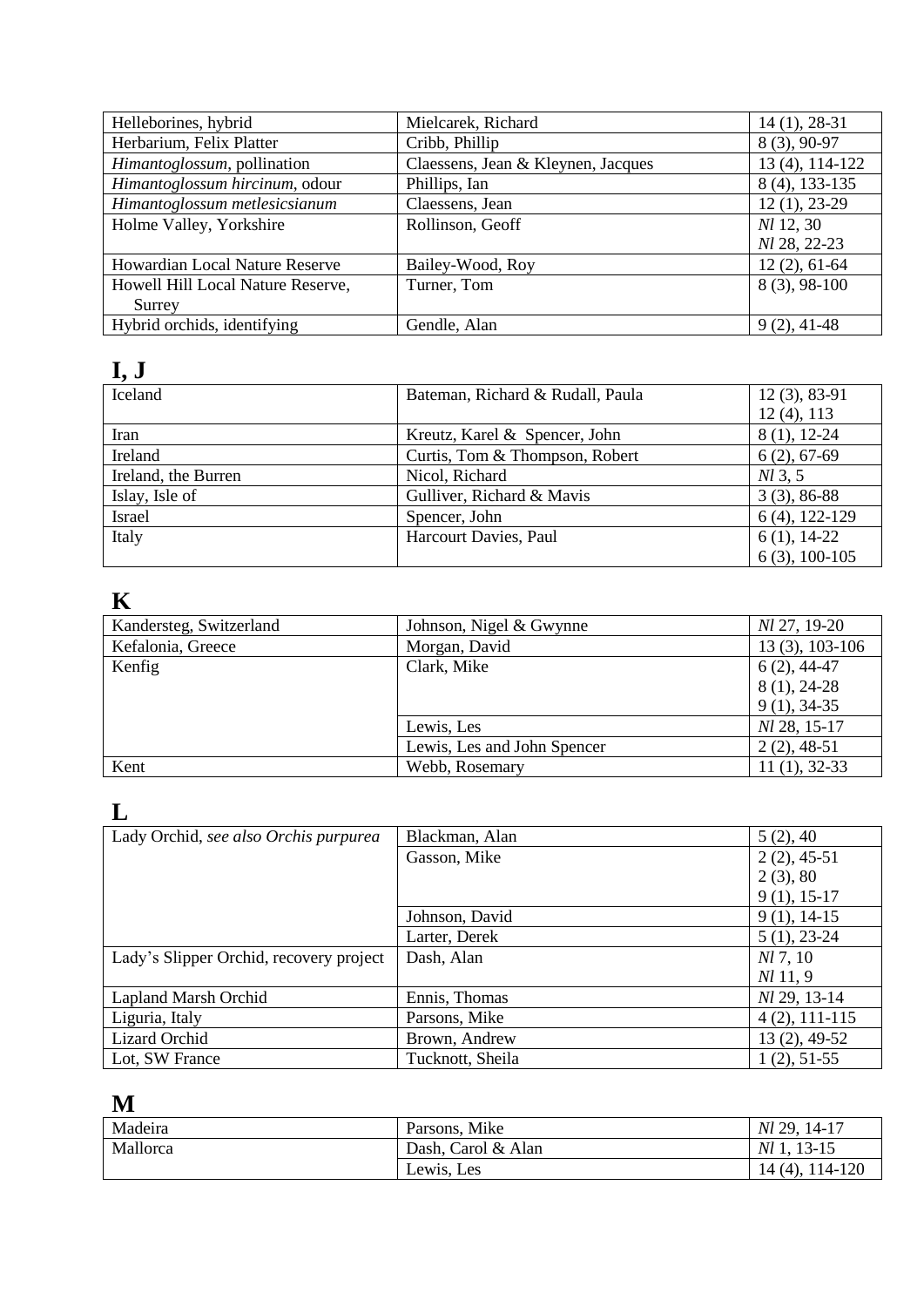| | | |
|---|---|---|
| Helleborines, hybrid | Mielcarek, Richard | 14 (1), 28-31 |
| Herbarium, Felix Platter | Cribb, Phillip | 8 (3), 90-97 |
| *Himantoglossum*, pollination | Claessens, Jean & Kleynen, Jacques | 13 (4), 114-122 |
| *Himantoglossum hircinum*, odour | Phillips, Ian | 8 (4), 133-135 |
| *Himantoglossum metlesicsianum* | Claessens, Jean | 12 (1), 23-29 |
| Holme Valley, Yorkshire | Rollinson, Geoff | *Nl* 12, 30<br>*Nl* 28, 22-23 |
| Howardian Local Nature Reserve | Bailey-Wood, Roy | 12 (2), 61-64 |
| Howell Hill Local Nature Reserve, Surrey | Turner, Tom | 8 (3), 98-100 |
| Hybrid orchids, identifying | Gendle, Alan | 9 (2), 41-48 |

# I, J

| | | |
|---|---|---|
| Iceland | Bateman, Richard & Rudall, Paula | 12 (3), 83-91<br>12 (4), 113 |
| Iran | Kreutz, Karel & Spencer, John | 8 (1), 12-24 |
| Ireland | Curtis, Tom & Thompson, Robert | 6 (2), 67-69 |
| Ireland, the Burren | Nicol, Richard | *Nl* 3, 5 |
| Islay, Isle of | Gulliver, Richard & Mavis | 3 (3), 86-88 |
| Israel | Spencer, John | 6 (4), 122-129 |
| Italy | Harcourt Davies, Paul | 6 (1), 14-22<br>6 (3), 100-105 |

# K

| | | |
|---|---|---|
| Kandersteg, Switzerland | Johnson, Nigel & Gwynne | *Nl* 27, 19-20 |
| Kefalonia, Greece | Morgan, David | 13 (3), 103-106 |
| Kenfig | Clark, Mike | 6 (2), 44-47<br>8 (1), 24-28<br>9 (1), 34-35 |
| | Lewis, Les | *Nl* 28, 15-17 |
| | Lewis, Les and John Spencer | 2 (2), 48-51 |
| Kent | Webb, Rosemary | 11 (1), 32-33 |

# L

| | | |
|---|---|---|
| Lady Orchid, *see also Orchis purpurea* | Blackman, Alan | 5 (2), 40 |
| | Gasson, Mike | 2 (2), 45-51<br>2 (3), 80<br>9 (1), 15-17 |
| | Johnson, David | 9 (1), 14-15 |
| | Larter, Derek | 5 (1), 23-24 |
| Lady's Slipper Orchid, recovery project | Dash, Alan | *Nl* 7, 10<br>*Nl* 11, 9 |
| Lapland Marsh Orchid | Ennis, Thomas | *Nl* 29, 13-14 |
| Liguria, Italy | Parsons, Mike | 4 (2), 111-115 |
| Lizard Orchid | Brown, Andrew | 13 (2), 49-52 |
| Lot, SW France | Tucknott, Sheila | 1 (2), 51-55 |

# M

| | | |
|---|---|---|
| Madeira | Parsons, Mike | *Nl* 29, 14-17 |
| Mallorca | Dash, Carol & Alan | *Nl* 1, 13-15 |
| | Lewis, Les | 14 (4), 114-120 |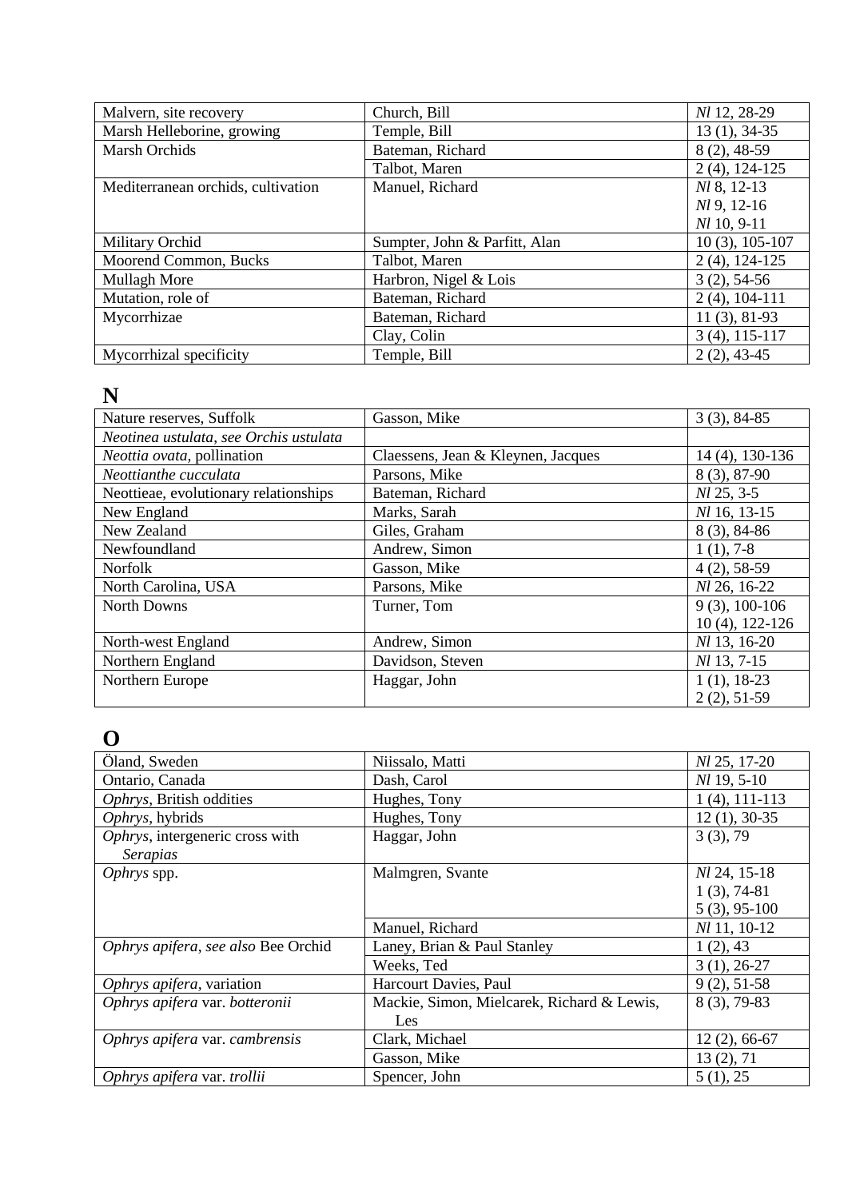| | | |
|---|---|---|
| Malvern, site recovery | Church, Bill | *Nl* 12, 28-29 |
| Marsh Helleborine, growing | Temple, Bill | 13 (1), 34-35 |
| Marsh Orchids | Bateman, Richard | 8 (2), 48-59 |
| | Talbot, Maren | 2 (4), 124-125 |
| Mediterranean orchids, cultivation | Manuel, Richard | *Nl* 8, 12-13<br>*Nl* 9, 12-16<br>*Nl* 10, 9-11 |
| Military Orchid | Sumpter, John & Parfitt, Alan | 10 (3), 105-107 |
| Moorend Common, Bucks | Talbot, Maren | 2 (4), 124-125 |
| Mullagh More | Harbron, Nigel & Lois | 3 (2), 54-56 |
| Mutation, role of | Bateman, Richard | 2 (4), 104-111 |
| Mycorrhizae | Bateman, Richard | 11 (3), 81-93 |
| | Clay, Colin | 3 (4), 115-117 |
| Mycorrhizal specificity | Temple, Bill | 2 (2), 43-45 |

## N

| | | |
|---|---|---|
| Nature reserves, Suffolk | Gasson, Mike | 3 (3), 84-85 |
| *Neotinea ustulata, see Orchis ustulata* | | |
| *Neottia ovata*, pollination | Claessens, Jean & Kleynen, Jacques | 14 (4), 130-136 |
| *Neottianthe cucculata* | Parsons, Mike | 8 (3), 87-90 |
| Neottieae, evolutionary relationships | Bateman, Richard | *Nl* 25, 3-5 |
| New England | Marks, Sarah | *Nl* 16, 13-15 |
| New Zealand | Giles, Graham | 8 (3), 84-86 |
| Newfoundland | Andrew, Simon | 1 (1), 7-8 |
| Norfolk | Gasson, Mike | 4 (2), 58-59 |
| North Carolina, USA | Parsons, Mike | *Nl* 26, 16-22 |
| North Downs | Turner, Tom | 9 (3), 100-106<br>10 (4), 122-126 |
| North-west England | Andrew, Simon | *Nl* 13, 16-20 |
| Northern England | Davidson, Steven | *Nl* 13, 7-15 |
| Northern Europe | Haggar, John | 1 (1), 18-23<br>2 (2), 51-59 |

## O

| | | |
|---|---|---|
| Öland, Sweden | Niissalo, Matti | *Nl* 25, 17-20 |
| Ontario, Canada | Dash, Carol | *Nl* 19, 5-10 |
| *Ophrys*, British oddities | Hughes, Tony | 1 (4), 111-113 |
| *Ophrys*, hybrids | Hughes, Tony | 12 (1), 30-35 |
| *Ophrys*, intergeneric cross with *Serapias* | Haggar, John | 3 (3), 79 |
| *Ophrys* spp. | Malmgren, Svante | *Nl* 24, 15-18<br>1 (3), 74-81<br>5 (3), 95-100 |
| | Manuel, Richard | *Nl* 11, 10-12 |
| *Ophrys apifera*, *see also* Bee Orchid | Laney, Brian & Paul Stanley | 1 (2), 43 |
| | Weeks, Ted | 3 (1), 26-27 |
| *Ophrys apifera,* variation | Harcourt Davies, Paul | 9 (2), 51-58 |
| *Ophrys apifera* var. *botteronii* | Mackie, Simon, Mielcarek, Richard & Lewis, Les | 8 (3), 79-83 |
| *Ophrys apifera* var. *cambrensis* | Clark, Michael | 12 (2), 66-67 |
| | Gasson, Mike | 13 (2), 71 |
| *Ophrys apifera* var. *trollii* | Spencer, John | 5 (1), 25 |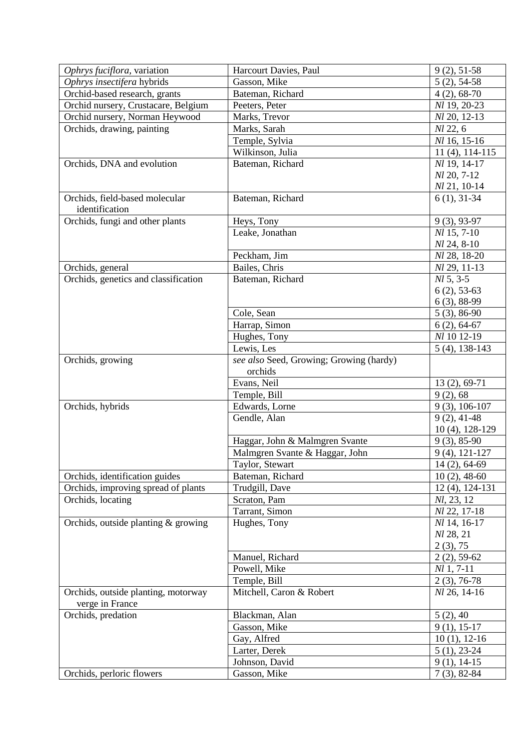| *Ophrys fuciflora*, variation | Harcourt Davies, Paul | 9 (2), 51-58 |
|---|---|---|
| *Ophrys insectifera* hybrids | Gasson, Mike | 5 (2), 54-58 |
| Orchid-based research, grants | Bateman, Richard | 4 (2), 68-70 |
| Orchid nursery, Crustacare, Belgium | Peeters, Peter | *Nl* 19, 20-23 |
| Orchid nursery, Norman Heywood | Marks, Trevor | *Nl* 20, 12-13 |
| Orchids, drawing, painting | Marks, Sarah | *Nl* 22, 6 |
| | Temple, Sylvia | *Nl* 16, 15-16 |
| | Wilkinson, Julia | 11 (4), 114-115 |
| Orchids, DNA and evolution | Bateman, Richard | *Nl* 19, 14-17<br>*Nl* 20, 7-12<br>*Nl* 21, 10-14 |
| Orchids, field-based molecular identification | Bateman, Richard | 6 (1), 31-34 |
| Orchids, fungi and other plants | Heys, Tony | 9 (3), 93-97 |
| | Leake, Jonathan | *Nl* 15, 7-10<br>*Nl* 24, 8-10 |
| | Peckham, Jim | *Nl* 28, 18-20 |
| Orchids, general | Bailes, Chris | *Nl* 29, 11-13 |
| Orchids, genetics and classification | Bateman, Richard | *Nl* 5, 3-5<br>6 (2), 53-63<br>6 (3), 88-99 |
| | Cole, Sean | 5 (3), 86-90 |
| | Harrap, Simon | 6 (2), 64-67 |
| | Hughes, Tony | *Nl* 10 12-19 |
| | Lewis, Les | 5 (4), 138-143 |
| Orchids, growing | *see also* Seed, Growing; Growing (hardy) orchids | |
| | Evans, Neil | 13 (2), 69-71 |
| | Temple, Bill | 9 (2), 68 |
| Orchids, hybrids | Edwards, Lorne | 9 (3), 106-107 |
| | Gendle, Alan | 9 (2), 41-48<br>10 (4), 128-129 |
| | Haggar, John & Malmgren Svante | 9 (3), 85-90 |
| | Malmgren Svante & Haggar, John | 9 (4), 121-127 |
| | Taylor, Stewart | 14 (2), 64-69 |
| Orchids, identification guides | Bateman, Richard | 10 (2), 48-60 |
| Orchids, improving spread of plants | Trudgill, Dave | 12 (4), 124-131 |
| Orchids, locating | Scraton, Pam | *Nl*, 23, 12 |
| | Tarrant, Simon | *Nl* 22, 17-18 |
| Orchids, outside planting & growing | Hughes, Tony | *Nl* 14, 16-17<br>*Nl* 28, 21<br>2 (3), 75 |
| | Manuel, Richard | 2 (2), 59-62 |
| | Powell, Mike | *Nl* 1, 7-11 |
| | Temple, Bill | 2 (3), 76-78 |
| Orchids, outside planting, motorway verge in France | Mitchell, Caron & Robert | *Nl* 26, 14-16 |
| Orchids, predation | Blackman, Alan | 5 (2), 40 |
| | Gasson, Mike | 9 (1), 15-17 |
| | Gay, Alfred | 10 (1), 12-16 |
| | Larter, Derek | 5 (1), 23-24 |
| | Johnson, David | 9 (1), 14-15 |
| Orchids, perloric flowers | Gasson, Mike | 7 (3), 82-84 |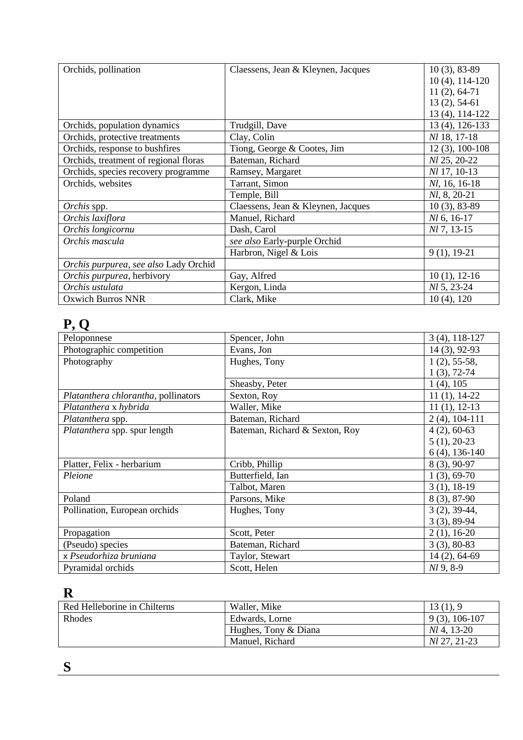| | | |
|---|---|---|
| Orchids, pollination | Claessens, Jean & Kleynen, Jacques | 10 (3), 83-89<br>10 (4), 114-120<br>11 (2), 64-71<br>13 (2), 54-61<br>13 (4), 114-122 |
| Orchids, population dynamics | Trudgill, Dave | 13 (4), 126-133 |
| Orchids, protective treatments | Clay, Colin | *Nl* 18, 17-18 |
| Orchids, response to bushfires | Tiong, George & Cootes, Jim | 12 (3), 100-108 |
| Orchids, treatment of regional floras | Bateman, Richard | *Nl* 25, 20-22 |
| Orchids, species recovery programme | Ramsey, Margaret | *Nl* 17, 10-13 |
| Orchids, websites | Tarrant, Simon | *Nl*, 16, 16-18 |
| | Temple, Bill | *Nl*, 8, 20-21 |
| *Orchis* spp. | Claessens, Jean & Kleynen, Jacques | 10 (3), 83-89 |
| *Orchis laxiflora* | Manuel, Richard | *Nl* 6, 16-17 |
| *Orchis longicornu* | Dash, Carol | *Nl* 7, 13-15 |
| *Orchis mascula* | *see also* Early-purple Orchid | |
| | Harbron, Nigel & Lois | 9 (1), 19-21 |
| *Orchis purpurea, see also* Lady Orchid | | |
| *Orchis purpurea,* herbivory | Gay, Alfred | 10 (1), 12-16 |
| *Orchis ustulata* | Kergon, Linda | *Nl* 5, 23-24 |
| Oxwich Burros NNR | Clark, Mike | 10 (4), 120 |

## P, Q

| | | |
|---|---|---|
| Peloponnese | Spencer, John | 3 (4), 118-127 |
| Photographic competition | Evans, Jon | 14 (3), 92-93 |
| Photography | Hughes, Tony | 1 (2), 55-58,<br>1 (3), 72-74 |
| | Sheasby, Peter | 1 (4), 105 |
| *Platanthera chlorantha*, pollinators | Sexton, Roy | 11 (1), 14-22 |
| *Platanthera* x *hybrida* | Waller, Mike | 11 (1), 12-13 |
| *Platanthera* spp. | Bateman, Richard | 2 (4), 104-111 |
| *Platanthera* spp. spur length | Bateman, Richard & Sexton, Roy | 4 (2), 60-63<br>5 (1), 20-23<br>6 (4), 136-140 |
| Platter, Felix - herbarium | Cribb, Phillip | 8 (3), 90-97 |
| *Pleione* | Butterfield, Ian | 1 (3), 69-70 |
| | Talbot, Maren | 3 (1), 18-19 |
| Poland | Parsons, Mike | 8 (3), 87-90 |
| Pollination, European orchids | Hughes, Tony | 3 (2), 39-44,<br>3 (3), 89-94 |
| Propagation | Scott, Peter | 2 (1), 16-20 |
| (Pseudo) species | Bateman, Richard | 3 (3), 80-83 |
| x *Pseudorhiza bruniana* | Taylor, Stewart | 14 (2), 64-69 |
| Pyramidal orchids | Scott, Helen | *Nl* 9, 8-9 |

## R

| | | |
|---|---|---|
| Red Helleborine in Chilterns | Waller, Mike | 13 (1), 9 |
| Rhodes | Edwards, Lorne | 9 (3), 106-107 |
| | Hughes, Tony & Diana | *Nl* 4, 13-20 |
| | Manuel, Richard | *Nl* 27, 21-23 |

## S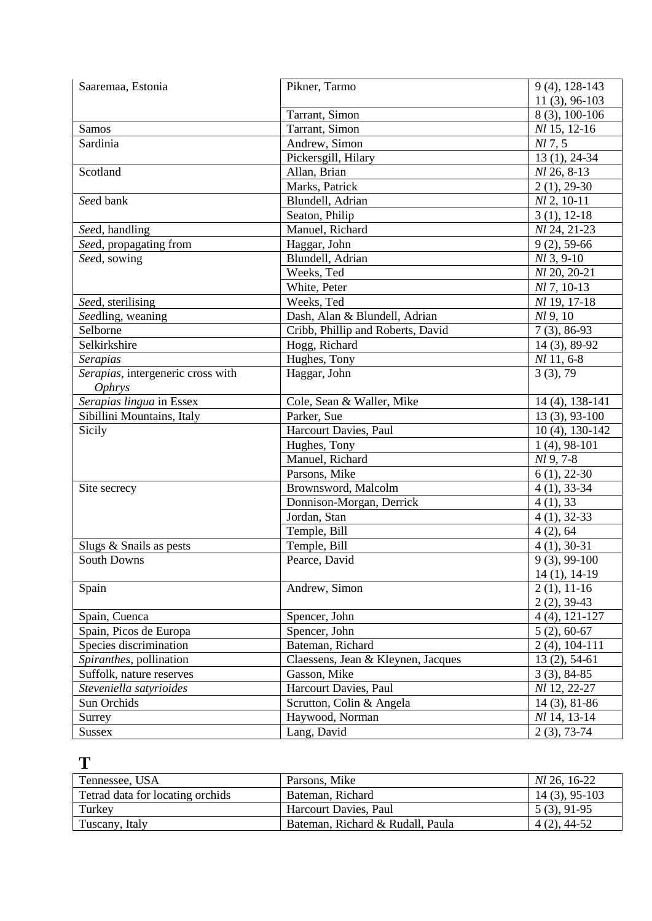| Saaremaa, Estonia | Pikner, Tarmo | 9 (4), 128-143<br>11 (3), 96-103 |
|---|---|---|
| | Tarrant, Simon | 8 (3), 100-106 |
| Samos | Tarrant, Simon | *Nl* 15, 12-16 |
| Sardinia | Andrew, Simon | *Nl* 7, 5 |
| | Pickersgill, Hilary | 13 (1), 24-34 |
| Scotland | Allan, Brian | *Nl* 26, 8-13 |
| | Marks, Patrick | 2 (1), 29-30 |
| *See*d bank | Blundell, Adrian | *Nl* 2, 10-11 |
| | Seaton, Philip | 3 (1), 12-18 |
| *See*d, handling | Manuel, Richard | *Nl* 24, 21-23 |
| *See*d, propagating from | Haggar, John | 9 (2), 59-66 |
| *See*d, sowing | Blundell, Adrian | *Nl* 3, 9-10 |
| | Weeks, Ted | *Nl* 20, 20-21 |
| | White, Peter | *Nl* 7, 10-13 |
| *See*d, sterilising | Weeks, Ted | *Nl* 19, 17-18 |
| *See*dling, weaning | Dash, Alan & Blundell, Adrian | *Nl* 9, 10 |
| Selborne | Cribb, Phillip and Roberts, David | 7 (3), 86-93 |
| Selkirkshire | Hogg, Richard | 14 (3), 89-92 |
| *Serapias* | Hughes, Tony | *Nl* 11, 6-8 |
| *Serapias*, intergeneric cross with *Ophrys* | Haggar, John | 3 (3), 79 |
| *Serapias lingua* in Essex | Cole, Sean & Waller, Mike | 14 (4), 138-141 |
| Sibillini Mountains, Italy | Parker, Sue | 13 (3), 93-100 |
| Sicily | Harcourt Davies, Paul | 10 (4), 130-142 |
| | Hughes, Tony | 1 (4), 98-101 |
| | Manuel, Richard | *Nl* 9, 7-8 |
| | Parsons, Mike | 6 (1), 22-30 |
| Site secrecy | Brownsword, Malcolm | 4 (1), 33-34 |
| | Donnison-Morgan, Derrick | 4 (1), 33 |
| | Jordan, Stan | 4 (1), 32-33 |
| | Temple, Bill | 4 (2), 64 |
| Slugs & Snails as pests | Temple, Bill | 4 (1), 30-31 |
| South Downs | Pearce, David | 9 (3), 99-100<br>14 (1), 14-19 |
| Spain | Andrew, Simon | 2 (1), 11-16<br>2 (2), 39-43 |
| Spain, Cuenca | Spencer, John | 4 (4), 121-127 |
| Spain, Picos de Europa | Spencer, John | 5 (2), 60-67 |
| Species discrimination | Bateman, Richard | 2 (4), 104-111 |
| *Spiranthes*, pollination | Claessens, Jean & Kleynen, Jacques | 13 (2), 54-61 |
| Suffolk, nature reserves | Gasson, Mike | 3 (3), 84-85 |
| *Steveniella satyrioides* | Harcourt Davies, Paul | *Nl* 12, 22-27 |
| Sun Orchids | Scrutton, Colin & Angela | 14 (3), 81-86 |
| Surrey | Haywood, Norman | *Nl* 14, 13-14 |
| Sussex | Lang, David | 2 (3), 73-74 |

# T

| Tennessee, USA | Parsons, Mike | *Nl* 26, 16-22 |
|---|---|---|
| Tetrad data for locating orchids | Bateman, Richard | 14 (3), 95-103 |
| Turkey | Harcourt Davies, Paul | 5 (3), 91-95 |
| Tuscany, Italy | Bateman, Richard & Rudall, Paula | 4 (2), 44-52 |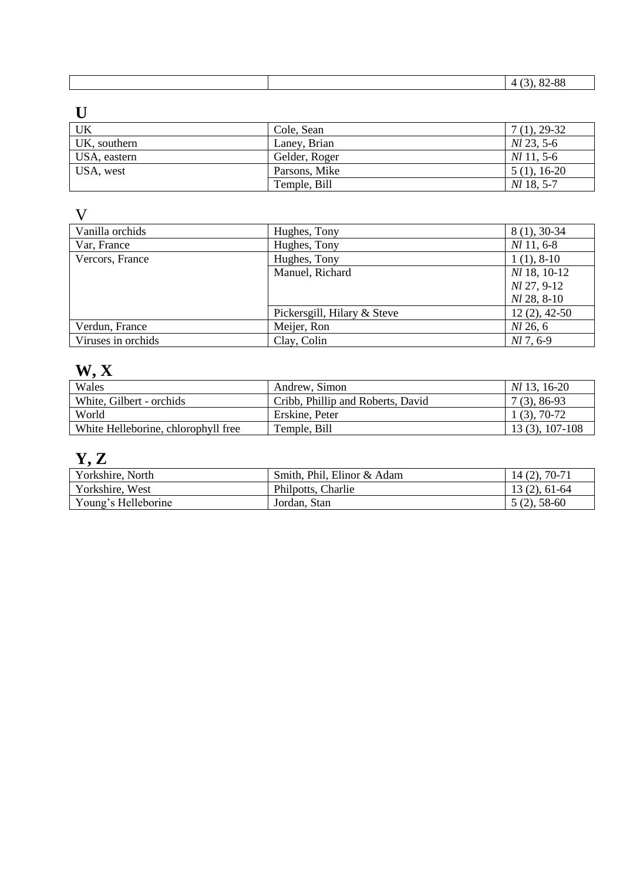| | | |
|---|---|---|
| | | 4 (3), 82-88 |

## U

| | | |
|---|---|---|
| UK | Cole, Sean | 7 (1), 29-32 |
| UK, southern | Laney, Brian | *Nl* 23, 5-6 |
| USA, eastern | Gelder, Roger | *Nl* 11, 5-6 |
| USA, west | Parsons, Mike | 5 (1), 16-20 |
| | Temple, Bill | *Nl* 18, 5-7 |

## V

| | | |
|---|---|---|
| Vanilla orchids | Hughes, Tony | 8 (1), 30-34 |
| Var, France | Hughes, Tony | *Nl* 11, 6-8 |
| Vercors, France | Hughes, Tony | 1 (1), 8-10 |
| | Manuel, Richard | *Nl* 18, 10-12<br>*Nl* 27, 9-12<br>*Nl* 28, 8-10 |
| | Pickersgill, Hilary & Steve | 12 (2), 42-50 |
| Verdun, France | Meijer, Ron | *Nl* 26, 6 |
| Viruses in orchids | Clay, Colin | *Nl* 7, 6-9 |

## W, X

| | | |
|---|---|---|
| Wales | Andrew, Simon | *Nl* 13, 16-20 |
| White, Gilbert - orchids | Cribb, Phillip and Roberts, David | 7 (3), 86-93 |
| World | Erskine, Peter | 1 (3), 70-72 |
| White Helleborine, chlorophyll free | Temple, Bill | 13 (3), 107-108 |

## Y, Z

| | | |
|---|---|---|
| Yorkshire, North | Smith, Phil, Elinor & Adam | 14 (2), 70-71 |
| Yorkshire, West | Philpotts, Charlie | 13 (2), 61-64 |
| Young's Helleborine | Jordan, Stan | 5 (2), 58-60 |